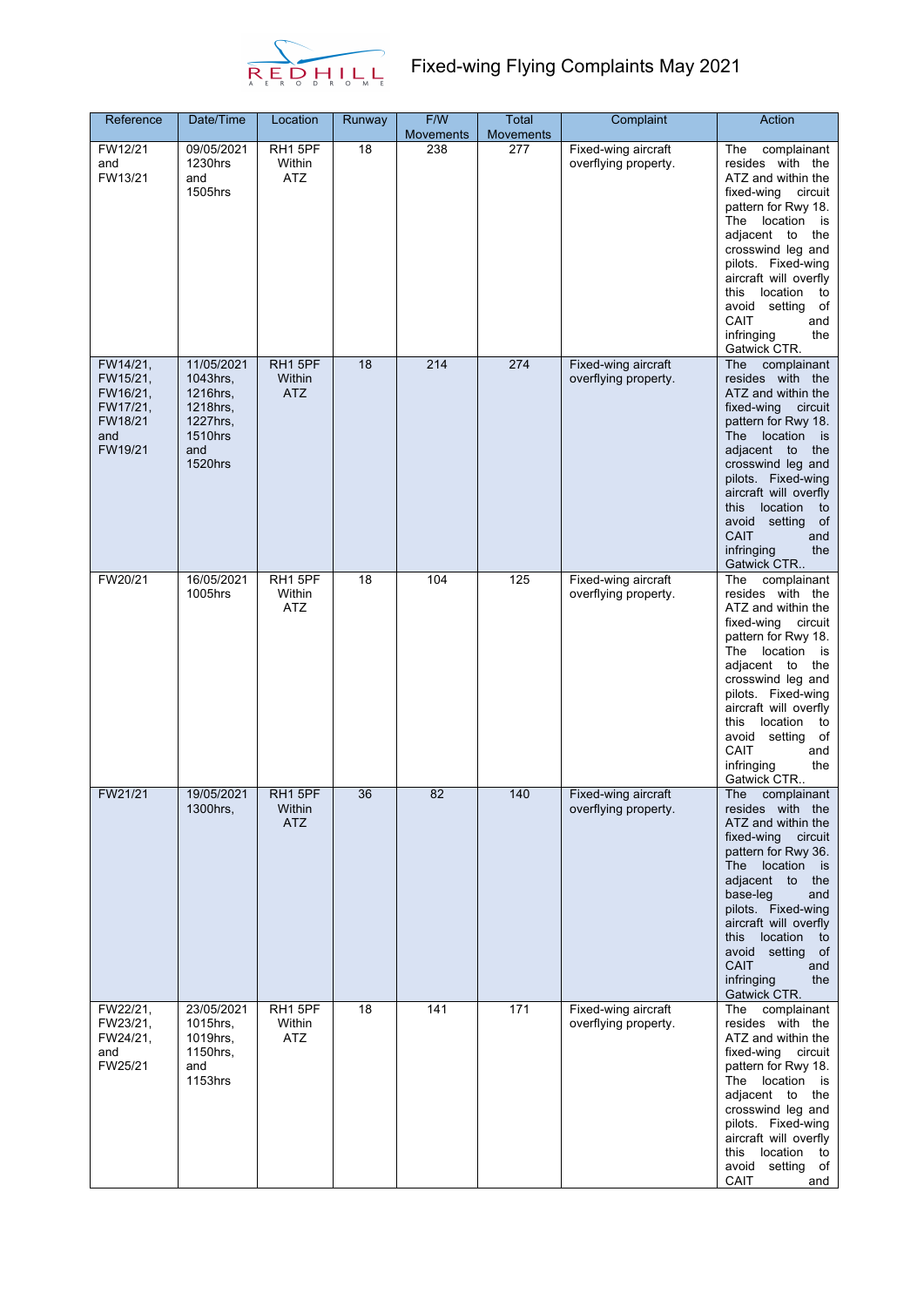# Fixed-wing Flying Complaints May 2021

| Reference | Date/Time | Location | Runway | F/W Movements | Total Movements | Complaint | Action |
|---|---|---|---|---|---|---|---|
| FW12/21 and FW13/21 | 09/05/2021 1230hrs and 1505hrs | RH1 5PF Within ATZ | 18 | 238 | 277 | Fixed-wing aircraft overflying property. | The complainant resides with the ATZ and within the fixed-wing circuit pattern for Rwy 18. The location is adjacent to the crosswind leg and pilots. Fixed-wing aircraft will overfly this location to avoid setting of CAIT and infringing the Gatwick CTR. |
| FW14/21, FW15/21, FW16/21, FW17/21, FW18/21 and FW19/21 | 11/05/2021 1043hrs, 1216hrs, 1218hrs, 1227hrs, 1510hrs and 1520hrs | RH1 5PF Within ATZ | 18 | 214 | 274 | Fixed-wing aircraft overflying property. | The complainant resides with the ATZ and within the fixed-wing circuit pattern for Rwy 18. The location is adjacent to the crosswind leg and pilots. Fixed-wing aircraft will overfly this location to avoid setting of CAIT and infringing the Gatwick CTR.. |
| FW20/21 | 16/05/2021 1005hrs | RH1 5PF Within ATZ | 18 | 104 | 125 | Fixed-wing aircraft overflying property. | The complainant resides with the ATZ and within the fixed-wing circuit pattern for Rwy 18. The location is adjacent to the crosswind leg and pilots. Fixed-wing aircraft will overfly this location to avoid setting of CAIT and infringing the Gatwick CTR.. |
| FW21/21 | 19/05/2021 1300hrs, | RH1 5PF Within ATZ | 36 | 82 | 140 | Fixed-wing aircraft overflying property. | The complainant resides with the ATZ and within the fixed-wing circuit pattern for Rwy 36. The location is adjacent to the base-leg and pilots. Fixed-wing aircraft will overfly this location to avoid setting of CAIT and infringing the Gatwick CTR. |
| FW22/21, FW23/21, FW24/21, and FW25/21 | 23/05/2021 1015hrs, 1019hrs, 1150hrs, and 1153hrs | RH1 5PF Within ATZ | 18 | 141 | 171 | Fixed-wing aircraft overflying property. | The complainant resides with the ATZ and within the fixed-wing circuit pattern for Rwy 18. The location is adjacent to the crosswind leg and pilots. Fixed-wing aircraft will overfly this location to avoid setting of CAIT and |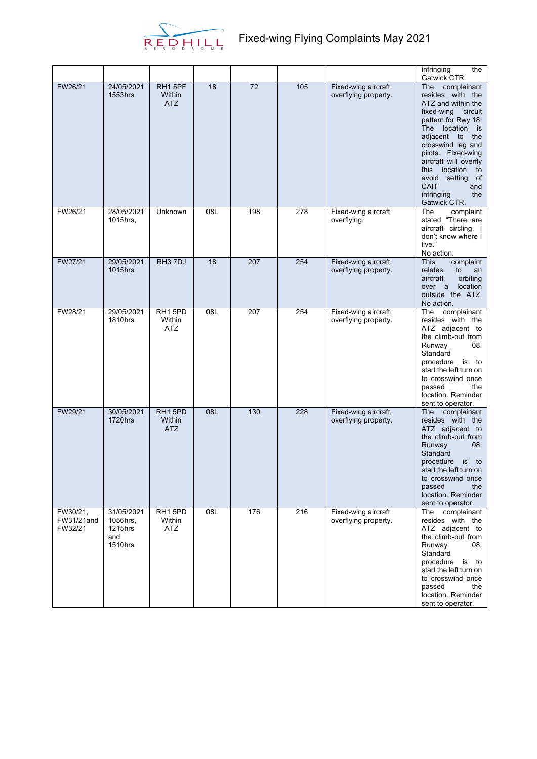| | | | | | | | infringing the Gatwick CTR. |
|---|---|---|---|---|---|---|---|
| FW26/21 | 24/05/2021 1553hrs | RH1 5PF Within ATZ | 18 | 72 | 105 | Fixed-wing aircraft overflying property. | The complainant resides with the ATZ and within the fixed-wing circuit pattern for Rwy 18. The location is adjacent to the crosswind leg and pilots. Fixed-wing aircraft will overfly this location to avoid setting of CAIT and infringing the Gatwick CTR. |
| FW26/21 | 28/05/2021 1015hrs, | Unknown | 08L | 198 | 278 | Fixed-wing aircraft overflying. | The complaint stated "There are aircraft circling. I don't know where I live." No action. |
| FW27/21 | 29/05/2021 1015hrs | RH3 7DJ | 18 | 207 | 254 | Fixed-wing aircraft overflying property. | This complaint relates to an aircraft orbiting over a location outside the ATZ. No action. |
| FW28/21 | 29/05/2021 1810hrs | RH1 5PD Within ATZ | 08L | 207 | 254 | Fixed-wing aircraft overflying property. | The complainant resides with the ATZ adjacent to the climb-out from Runway 08. Standard procedure is to start the left turn on to crosswind once passed the location. Reminder sent to operator. |
| FW29/21 | 30/05/2021 1720hrs | RH1 5PD Within ATZ | 08L | 130 | 228 | Fixed-wing aircraft overflying property. | The complainant resides with the ATZ adjacent to the climb-out from Runway 08. Standard procedure is to start the left turn on to crosswind once passed the location. Reminder sent to operator. |
| FW30/21, FW31/21and FW32/21 | 31/05/2021 1056hrs, 1215hrs and 1510hrs | RH1 5PD Within ATZ | 08L | 176 | 216 | Fixed-wing aircraft overflying property. | The complainant resides with the ATZ adjacent to the climb-out from Runway 08. Standard procedure is to start the left turn on to crosswind once passed the location. Reminder sent to operator. |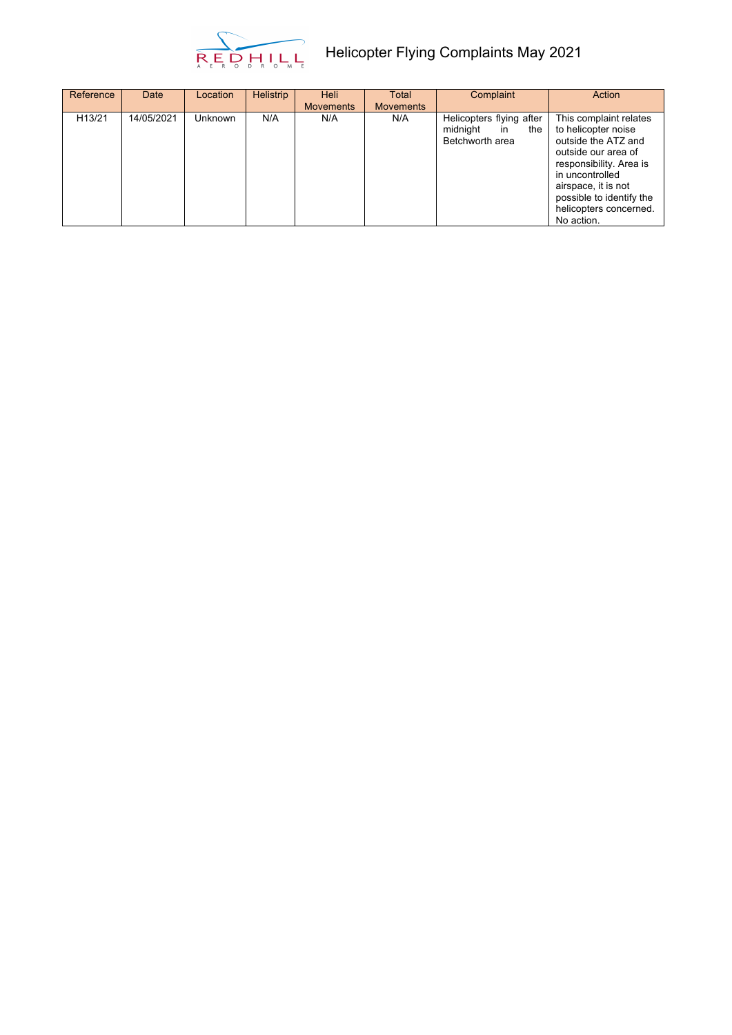# Helicopter Flying Complaints May 2021

| Reference | Date | Location | Helistrip | Heli Movements | Total Movements | Complaint | Action |
|---|---|---|---|---|---|---|---|
| H13/21 | 14/05/2021 | Unknown | N/A | N/A | N/A | Helicopters flying after midnight in the Betchworth area | This complaint relates to helicopter noise outside the ATZ and outside our area of responsibility. Area is in uncontrolled airspace, it is not possible to identify the helicopters concerned. No action. |